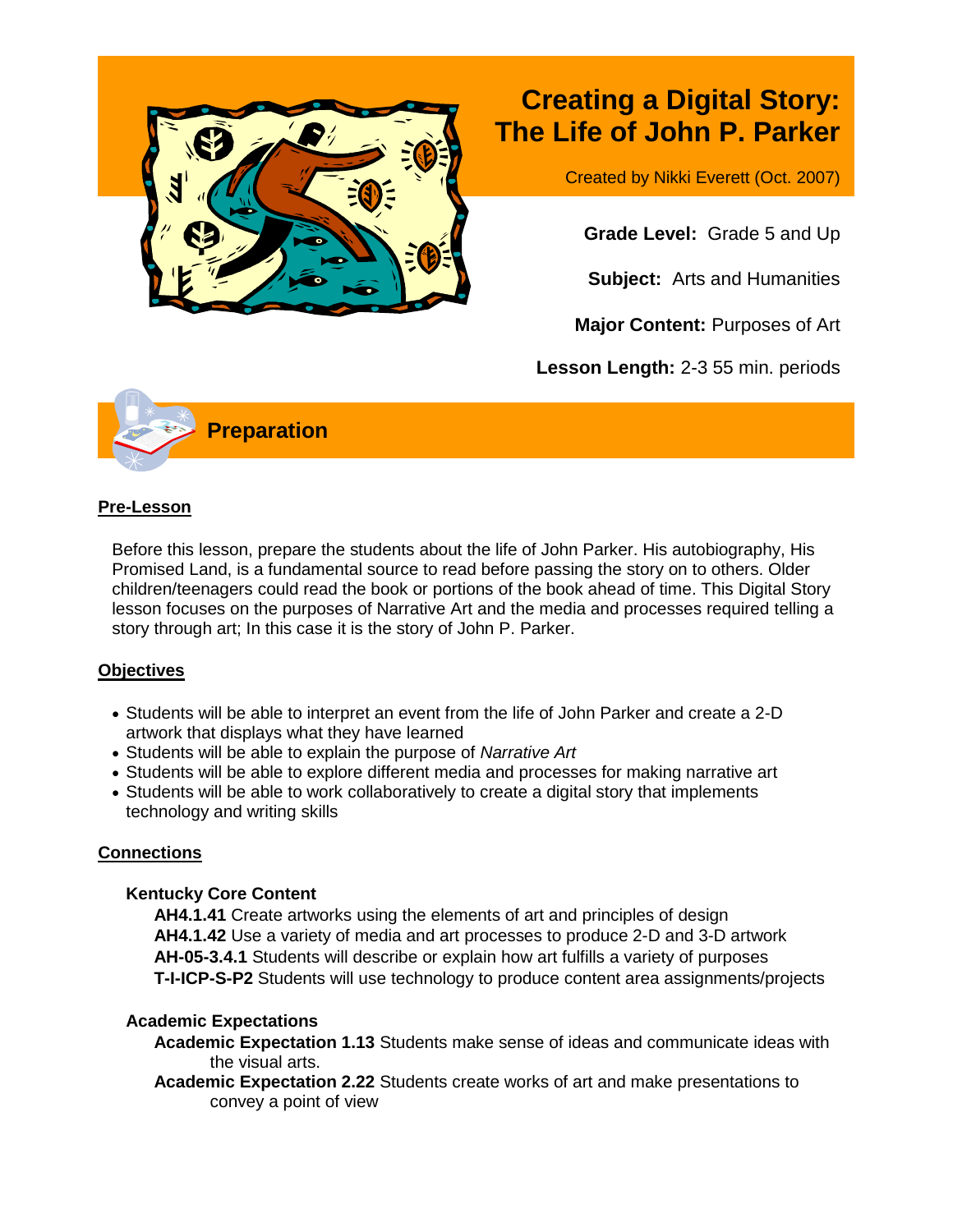# Creating a Digital Story: The Life of John P. Parker

Created by Nikki Everett (Oct. 2007)

**Grade Level:** Grade 5 and Up

**Subject:** Arts and Humanities

**Major Content:** Purposes of Art

**Lesson Length:** 2-3 55 min. periods

## Preparation

### Pre-Lesson

Before this lesson, prepare the students about the life of John Parker. His autobiography, His Promised Land, is a fundamental source to read before passing the story on to others. Older children/teenagers could read the book or portions of the book ahead of time. This Digital Story lesson focuses on the purposes of Narrative Art and the media and processes required telling a story through art; In this case it is the story of John P. Parker.

### Objectives

- Students will be able to interpret an event from the life of John Parker and create a 2-D artwork that displays what they have learned
- Students will be able to explain the purpose of *Narrative Art*
- Students will be able to explore different media and processes for making narrative art
- Students will be able to work collaboratively to create a digital story that implements technology and writing skills

### Connections

**Kentucky Core Content**

**AH4.1.41** Create artworks using the elements of art and principles of design
**AH4.1.42** Use a variety of media and art processes to produce 2-D and 3-D artwork
**AH-05-3.4.1** Students will describe or explain how art fulfills a variety of purposes
**T-I-ICP-S-P2** Students will use technology to produce content area assignments/projects

**Academic Expectations**

**Academic Expectation 1.13** Students make sense of ideas and communicate ideas with the visual arts.
**Academic Expectation 2.22** Students create works of art and make presentations to convey a point of view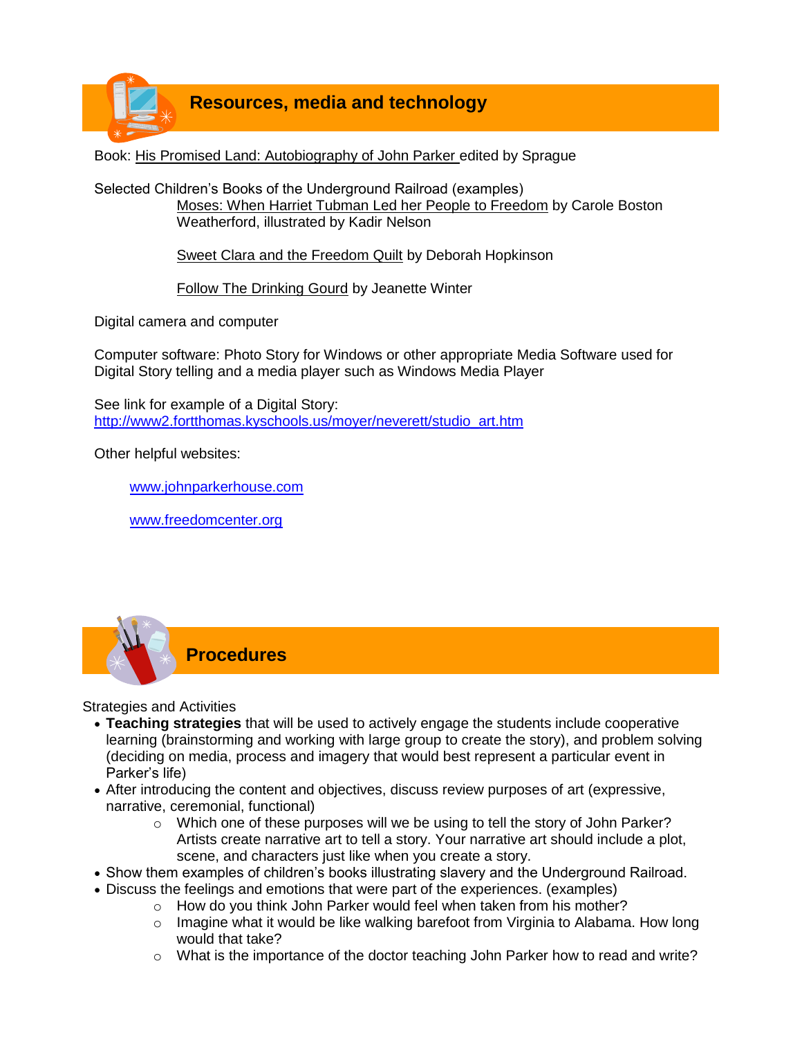## Resources, media and technology

Book: His Promised Land: Autobiography of John Parker edited by Sprague

Selected Children's Books of the Underground Railroad (examples)

- Moses: When Harriet Tubman Led her People to Freedom by Carole Boston Weatherford, illustrated by Kadir Nelson
- Sweet Clara and the Freedom Quilt by Deborah Hopkinson
- Follow The Drinking Gourd by Jeanette Winter

Digital camera and computer

Computer software: Photo Story for Windows or other appropriate Media Software used for Digital Story telling and a media player such as Windows Media Player

See link for example of a Digital Story:
http://www2.fortthomas.kyschools.us/moyer/neverett/studio_art.htm

Other helpful websites:

- www.johnparkerhouse.com
- www.freedomcenter.org

## Procedures

Strategies and Activities

- **Teaching strategies** that will be used to actively engage the students include cooperative learning (brainstorming and working with large group to create the story), and problem solving (deciding on media, process and imagery that would best represent a particular event in Parker's life)
- After introducing the content and objectives, discuss review purposes of art (expressive, narrative, ceremonial, functional)
  - Which one of these purposes will we be using to tell the story of John Parker? Artists create narrative art to tell a story. Your narrative art should include a plot, scene, and characters just like when you create a story.
- Show them examples of children's books illustrating slavery and the Underground Railroad.
- Discuss the feelings and emotions that were part of the experiences. (examples)
  - How do you think John Parker would feel when taken from his mother?
  - Imagine what it would be like walking barefoot from Virginia to Alabama. How long would that take?
  - What is the importance of the doctor teaching John Parker how to read and write?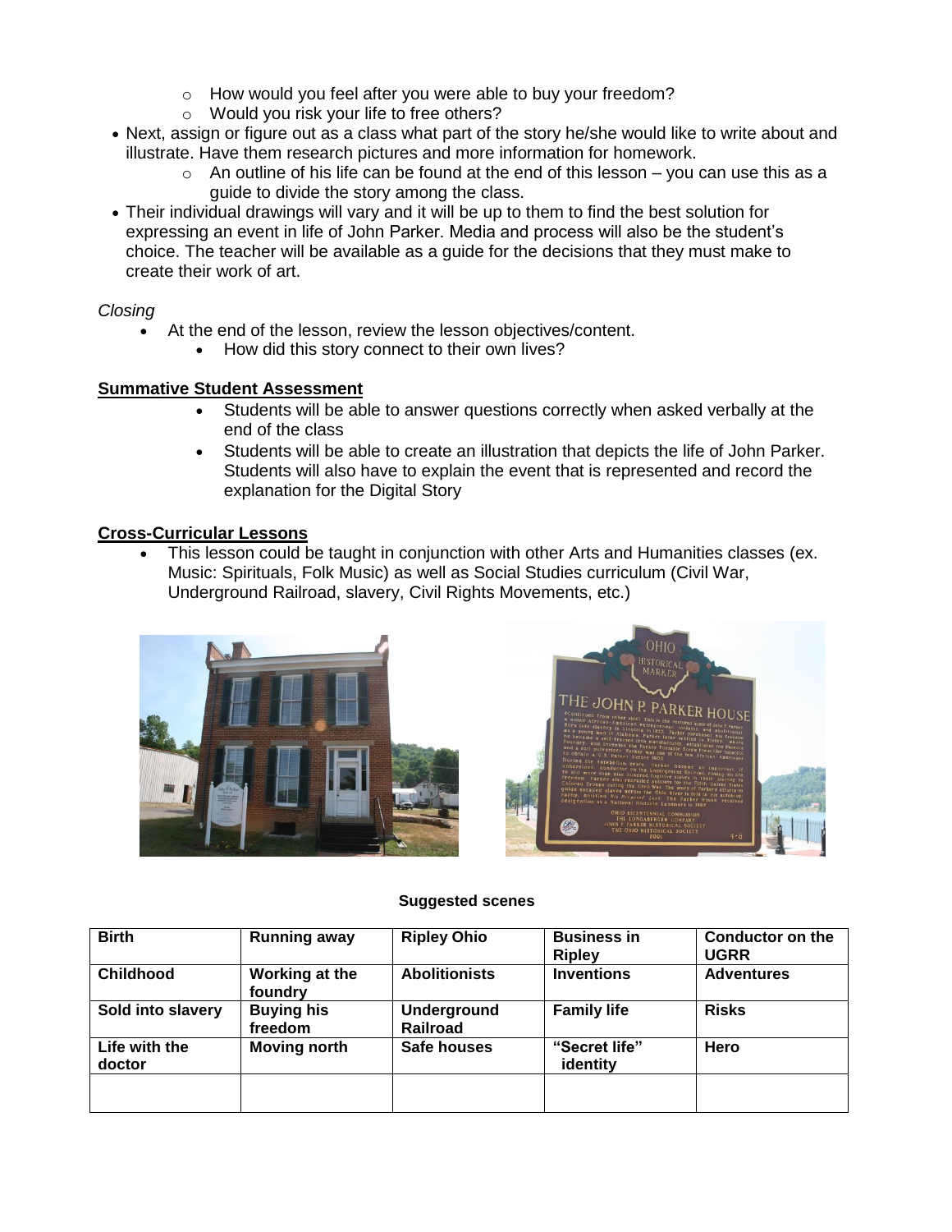- How would you feel after you were able to buy your freedom?
    - Would you risk your life to free others?
- Next, assign or figure out as a class what part of the story he/she would like to write about and illustrate. Have them research pictures and more information for homework.
    - An outline of his life can be found at the end of this lesson – you can use this as a guide to divide the story among the class.
- Their individual drawings will vary and it will be up to them to find the best solution for expressing an event in life of John Parker. Media and process will also be the student's choice. The teacher will be available as a guide for the decisions that they must make to create their work of art.

*Closing*

- At the end of the lesson, review the lesson objectives/content.
    - How did this story connect to their own lives?

**Summative Student Assessment**

- Students will be able to answer questions correctly when asked verbally at the end of the class
- Students will be able to create an illustration that depicts the life of John Parker. Students will also have to explain the event that is represented and record the explanation for the Digital Story

**Cross-Curricular Lessons**

- This lesson could be taught in conjunction with other Arts and Humanities classes (ex. Music: Spirituals, Folk Music) as well as Social Studies curriculum (Civil War, Underground Railroad, slavery, Civil Rights Movements, etc.)

**Suggested scenes**

| Birth | Running away | Ripley Ohio | Business in Ripley | Conductor on the UGRR |
|---|---|---|---|---|
| Childhood | Working at the foundry | Abolitionists | Inventions | Adventures |
| Sold into slavery | Buying his freedom | Underground Railroad | Family life | Risks |
| Life with the doctor | Moving north | Safe houses | "Secret life" identity | Hero |
| | | | | |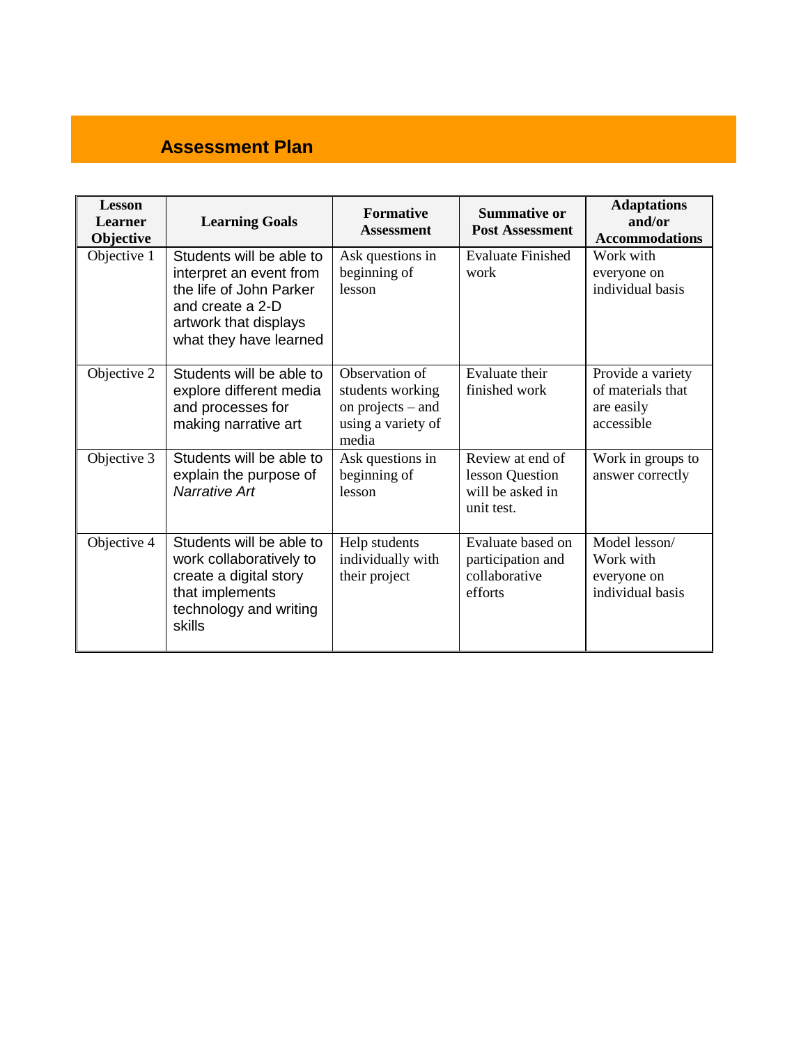## Assessment Plan

| Lesson Learner Objective | Learning Goals | Formative Assessment | Summative or Post Assessment | Adaptations and/or Accommodations |
|---|---|---|---|---|
| Objective 1 | Students will be able to interpret an event from the life of John Parker and create a 2-D artwork that displays what they have learned | Ask questions in beginning of lesson | Evaluate Finished work | Work with everyone on individual basis |
| Objective 2 | Students will be able to explore different media and processes for making narrative art | Observation of students working on projects – and using a variety of media | Evaluate their finished work | Provide a variety of materials that are easily accessible |
| Objective 3 | Students will be able to explain the purpose of *Narrative Art* | Ask questions in beginning of lesson | Review at end of lesson Question will be asked in unit test. | Work in groups to answer correctly |
| Objective 4 | Students will be able to work collaboratively to create a digital story that implements technology and writing skills | Help students individually with their project | Evaluate based on participation and collaborative efforts | Model lesson/ Work with everyone on individual basis |